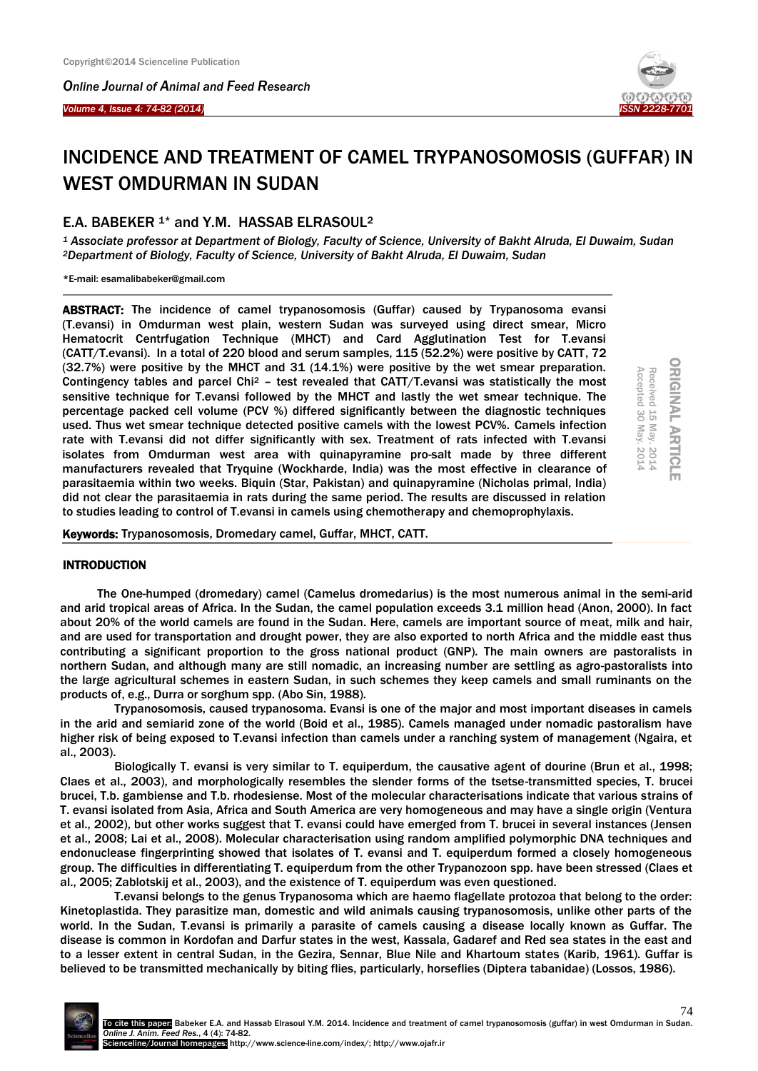# INCIDENCE AND TREATMENT OF CAMEL TRYPANOSOMOSIS (GUFFAR) IN WEST OMDURMAN IN SUDAN

## E.A. BABEKER [1]* and Y.M. HASSAB ELRASOUL[2]

*[1] Associate professor at Department of Biology, Faculty of Science, University of Bakht Alruda, El Duwaim, Sudan*
*[2]Department of Biology, Faculty of Science, University of Bakht Alruda, El Duwaim, Sudan*

*E-mail: esamalibabeker@gmail.com

ORIGINAL ARTICLE
Received 15 May. 2014
Accepted 30 May. 2014

**ABSTRACT:** The incidence of camel trypanosomosis (Guffar) caused by Trypanosoma evansi (T.evansi) in Omdurman west plain, western Sudan was surveyed using direct smear, Micro Hematocrit Centrfugation Technique (MHCT) and Card Agglutination Test for T.evansi (CATT/T.evansi). In a total of 220 blood and serum samples, 115 (52.2%) were positive by CATT, 72 (32.7%) were positive by the MHCT and 31 (14.1%) were positive by the wet smear preparation. Contingency tables and parcel Chi$^2$ – test revealed that CATT/T.evansi was statistically the most sensitive technique for T.evansi followed by the MHCT and lastly the wet smear technique. The percentage packed cell volume (PCV %) differed significantly between the diagnostic techniques used. Thus wet smear technique detected positive camels with the lowest PCV%. Camels infection rate with T.evansi did not differ significantly with sex. Treatment of rats infected with T.evansi isolates from Omdurman west area with quinapyramine pro-salt made by three different manufacturers revealed that Tryquine (Wockharde, India) was the most effective in clearance of parasitaemia within two weeks. Biquin (Star, Pakistan) and quinapyramine (Nicholas primal, India) did not clear the parasitaemia in rats during the same period. The results are discussed in relation to studies leading to control of T.evansi in camels using chemotherapy and chemoprophylaxis.

**Keywords:** Trypanosomosis, Dromedary camel, Guffar, MHCT, CATT.

## INTRODUCTION

The One-humped (dromedary) camel (Camelus dromedarius) is the most numerous animal in the semi-arid and arid tropical areas of Africa. In the Sudan, the camel population exceeds 3.1 million head (Anon, 2000). In fact about 20% of the world camels are found in the Sudan. Here, camels are important source of meat, milk and hair, and are used for transportation and drought power, they are also exported to north Africa and the middle east thus contributing a significant proportion to the gross national product (GNP). The main owners are pastoralists in northern Sudan, and although many are still nomadic, an increasing number are settling as agro-pastoralists into the large agricultural schemes in eastern Sudan, in such schemes they keep camels and small ruminants on the products of, e.g., Durra or sorghum spp. (Abo Sin, 1988).

Trypanosomosis, caused trypanosoma. Evansi is one of the major and most important diseases in camels in the arid and semiarid zone of the world (Boid et al., 1985). Camels managed under nomadic pastoralism have higher risk of being exposed to T.evansi infection than camels under a ranching system of management (Ngaira, et al., 2003).

Biologically T. evansi is very similar to T. equiperdum, the causative agent of dourine (Brun et al., 1998; Claes et al., 2003), and morphologically resembles the slender forms of the tsetse-transmitted species, T. brucei brucei, T.b. gambiense and T.b. rhodesiense. Most of the molecular characterisations indicate that various strains of T. evansi isolated from Asia, Africa and South America are very homogeneous and may have a single origin (Ventura et al., 2002), but other works suggest that T. evansi could have emerged from T. brucei in several instances (Jensen et al., 2008; Lai et al., 2008). Molecular characterisation using random amplified polymorphic DNA techniques and endonuclease fingerprinting showed that isolates of T. evansi and T. equiperdum formed a closely homogeneous group. The difficulties in differentiating T. equiperdum from the other Trypanozoon spp. have been stressed (Claes et al., 2005; Zablotskij et al., 2003), and the existence of T. equiperdum was even questioned.

T.evansi belongs to the genus Trypanosoma which are haemo flagellate protozoa that belong to the order: Kinetoplastida. They parasitize man, domestic and wild animals causing trypanosomosis, unlike other parts of the world. In the Sudan, T.evansi is primarily a parasite of camels causing a disease locally known as Guffar. The disease is common in Kordofan and Darfur states in the west, Kassala, Gadaref and Red sea states in the east and to a lesser extent in central Sudan, in the Gezira, Sennar, Blue Nile and Khartoum states (Karib, 1961). Guffar is believed to be transmitted mechanically by biting flies, particularly, horseflies (Diptera tabanidae) (Lossos, 1986).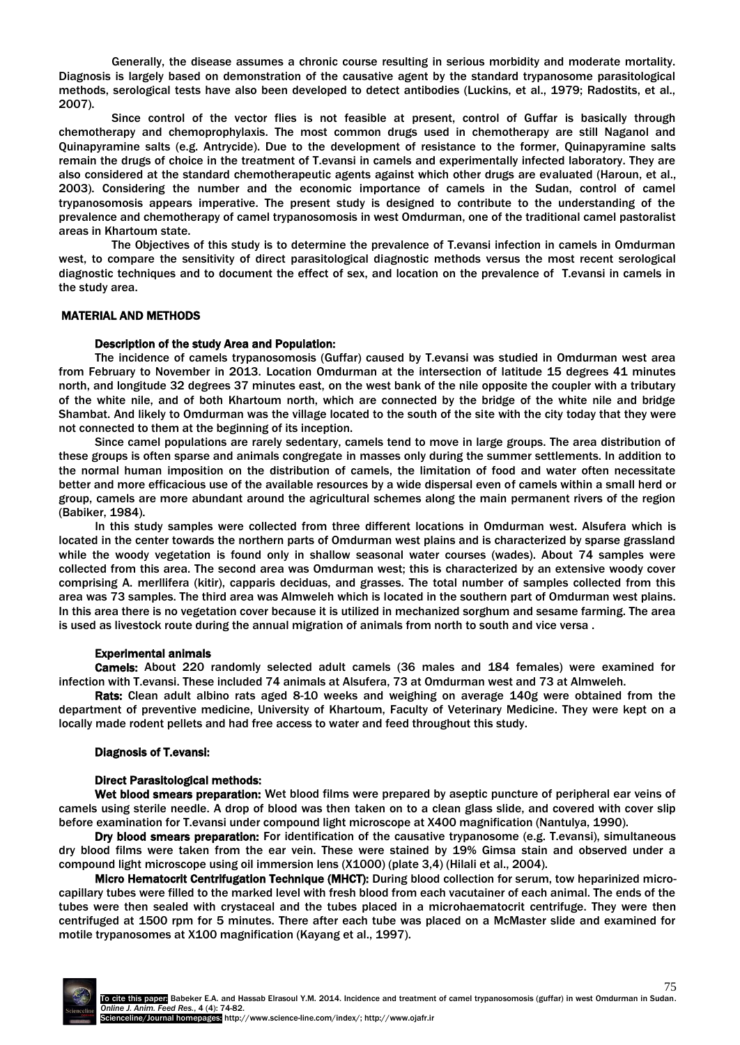Generally, the disease assumes a chronic course resulting in serious morbidity and moderate mortality. Diagnosis is largely based on demonstration of the causative agent by the standard trypanosome parasitological methods, serological tests have also been developed to detect antibodies (Luckins, et al., 1979; Radostits, et al., 2007).

Since control of the vector flies is not feasible at present, control of Guffar is basically through chemotherapy and chemoprophylaxis. The most common drugs used in chemotherapy are still Naganol and Quinapyramine salts (e.g. Antrycide). Due to the development of resistance to the former, Quinapyramine salts remain the drugs of choice in the treatment of T.evansi in camels and experimentally infected laboratory. They are also considered at the standard chemotherapeutic agents against which other drugs are evaluated (Haroun, et al., 2003). Considering the number and the economic importance of camels in the Sudan, control of camel trypanosomosis appears imperative. The present study is designed to contribute to the understanding of the prevalence and chemotherapy of camel trypanosomosis in west Omdurman, one of the traditional camel pastoralist areas in Khartoum state.

The Objectives of this study is to determine the prevalence of T.evansi infection in camels in Omdurman west, to compare the sensitivity of direct parasitological diagnostic methods versus the most recent serological diagnostic techniques and to document the effect of sex, and location on the prevalence of T.evansi in camels in the study area.

## MATERIAL AND METHODS

### Description of the study Area and Population:

The incidence of camels trypanosomosis (Guffar) caused by T.evansi was studied in Omdurman west area from February to November in 2013. Location Omdurman at the intersection of latitude 15 degrees 41 minutes north, and longitude 32 degrees 37 minutes east, on the west bank of the nile opposite the coupler with a tributary of the white nile, and of both Khartoum north, which are connected by the bridge of the white nile and bridge Shambat. And likely to Omdurman was the village located to the south of the site with the city today that they were not connected to them at the beginning of its inception.

Since camel populations are rarely sedentary, camels tend to move in large groups. The area distribution of these groups is often sparse and animals congregate in masses only during the summer settlements. In addition to the normal human imposition on the distribution of camels, the limitation of food and water often necessitate better and more efficacious use of the available resources by a wide dispersal even of camels within a small herd or group, camels are more abundant around the agricultural schemes along the main permanent rivers of the region (Babiker, 1984).

In this study samples were collected from three different locations in Omdurman west. Alsufera which is located in the center towards the northern parts of Omdurman west plains and is characterized by sparse grassland while the woody vegetation is found only in shallow seasonal water courses (wades). About 74 samples were collected from this area. The second area was Omdurman west; this is characterized by an extensive woody cover comprising A. merllifera (kitir), capparis deciduas, and grasses. The total number of samples collected from this area was 73 samples. The third area was Almweleh which is located in the southern part of Omdurman west plains. In this area there is no vegetation cover because it is utilized in mechanized sorghum and sesame farming. The area is used as livestock route during the annual migration of animals from north to south and vice versa .

### Experimental animals

**Camels:** About 220 randomly selected adult camels (36 males and 184 females) were examined for infection with T.evansi. These included 74 animals at Alsufera, 73 at Omdurman west and 73 at Almweleh.

**Rats:** Clean adult albino rats aged 8-10 weeks and weighing on average 140g were obtained from the department of preventive medicine, University of Khartoum, Faculty of Veterinary Medicine. They were kept on a locally made rodent pellets and had free access to water and feed throughout this study.

### Diagnosis of T.evansi:

#### Direct Parasitological methods:

**Wet blood smears preparation:** Wet blood films were prepared by aseptic puncture of peripheral ear veins of camels using sterile needle. A drop of blood was then taken on to a clean glass slide, and covered with cover slip before examination for T.evansi under compound light microscope at X400 magnification (Nantulya, 1990).

**Dry blood smears preparation:** For identification of the causative trypanosome (e.g. T.evansi), simultaneous dry blood films were taken from the ear vein. These were stained by 19% Gimsa stain and observed under a compound light microscope using oil immersion lens (X1000) (plate 3,4) (Hilali et al., 2004).

**Micro Hematocrit Centrifugation Technique (MHCT):** During blood collection for serum, tow heparinized micro-capillary tubes were filled to the marked level with fresh blood from each vacutainer of each animal. The ends of the tubes were then sealed with crystaceal and the tubes placed in a microhaematocrit centrifuge. They were then centrifuged at 1500 rpm for 5 minutes. There after each tube was placed on a McMaster slide and examined for motile trypanosomes at X100 magnification (Kayang et al., 1997).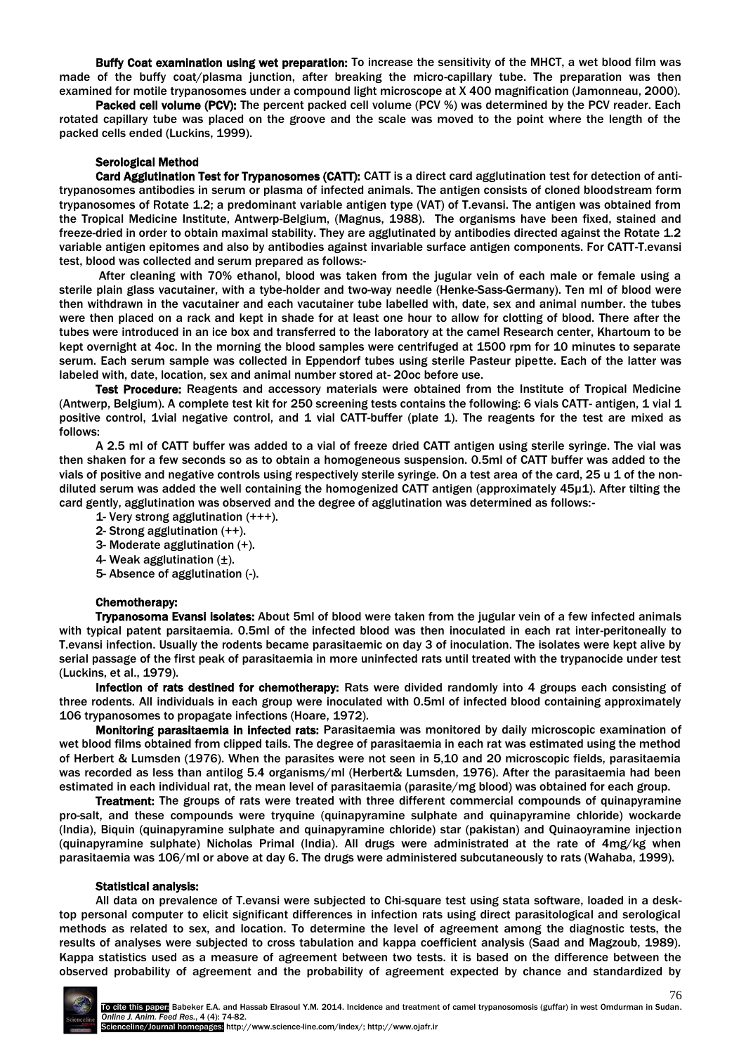**Buffy Coat examination using wet preparation:** To increase the sensitivity of the MHCT, a wet blood film was made of the buffy coat/plasma junction, after breaking the micro-capillary tube. The preparation was then examined for motile trypanosomes under a compound light microscope at X 400 magnification (Jamonneau, 2000).

**Packed cell volume (PCV):** The percent packed cell volume (PCV %) was determined by the PCV reader. Each rotated capillary tube was placed on the groove and the scale was moved to the point where the length of the packed cells ended (Luckins, 1999).

### Serological Method

**Card Agglutination Test for Trypanosomes (CATT):** CATT is a direct card agglutination test for detection of anti-trypanosomes antibodies in serum or plasma of infected animals. The antigen consists of cloned bloodstream form trypanosomes of Rotate 1.2; a predominant variable antigen type (VAT) of T.evansi. The antigen was obtained from the Tropical Medicine Institute, Antwerp-Belgium, (Magnus, 1988). The organisms have been fixed, stained and freeze-dried in order to obtain maximal stability. They are agglutinated by antibodies directed against the Rotate 1.2 variable antigen epitomes and also by antibodies against invariable surface antigen components. For CATT-T.evansi test, blood was collected and serum prepared as follows:-

After cleaning with 70% ethanol, blood was taken from the jugular vein of each male or female using a sterile plain glass vacutainer, with a tybe-holder and two-way needle (Henke-Sass-Germany). Ten ml of blood were then withdrawn in the vacutainer and each vacutainer tube labelled with, date, sex and animal number. the tubes were then placed on a rack and kept in shade for at least one hour to allow for clotting of blood. There after the tubes were introduced in an ice box and transferred to the laboratory at the camel Research center, Khartoum to be kept overnight at 4oc. In the morning the blood samples were centrifuged at 1500 rpm for 10 minutes to separate serum. Each serum sample was collected in Eppendorf tubes using sterile Pasteur pipette. Each of the latter was labeled with, date, location, sex and animal number stored at- 20oc before use.

**Test Procedure:** Reagents and accessory materials were obtained from the Institute of Tropical Medicine (Antwerp, Belgium). A complete test kit for 250 screening tests contains the following: 6 vials CATT- antigen, 1 vial 1 positive control, 1vial negative control, and 1 vial CATT-buffer (plate 1). The reagents for the test are mixed as follows:

A 2.5 ml of CATT buffer was added to a vial of freeze dried CATT antigen using sterile syringe. The vial was then shaken for a few seconds so as to obtain a homogeneous suspension. 0.5ml of CATT buffer was added to the vials of positive and negative controls using respectively sterile syringe. On a test area of the card, 25 u 1 of the non-diluted serum was added the well containing the homogenized CATT antigen (approximately 45µ1). After tilting the card gently, agglutination was observed and the degree of agglutination was determined as follows:-

1- Very strong agglutination (+++).
2- Strong agglutination (++).
3- Moderate agglutination (+).
4- Weak agglutination (±).
5- Absence of agglutination (-).

### Chemotherapy:

**Trypanosoma Evansi isolates:** About 5ml of blood were taken from the jugular vein of a few infected animals with typical patent parsitaemia. 0.5ml of the infected blood was then inoculated in each rat inter-peritoneally to T.evansi infection. Usually the rodents became parasitaemic on day 3 of inoculation. The isolates were kept alive by serial passage of the first peak of parasitaemia in more uninfected rats until treated with the trypanocide under test (Luckins, et al., 1979).

**Infection of rats destined for chemotherapy:** Rats were divided randomly into 4 groups each consisting of three rodents. All individuals in each group were inoculated with 0.5ml of infected blood containing approximately 106 trypanosomes to propagate infections (Hoare, 1972).

**Monitoring parasitaemia in infected rats:** Parasitaemia was monitored by daily microscopic examination of wet blood films obtained from clipped tails. The degree of parasitaemia in each rat was estimated using the method of Herbert & Lumsden (1976). When the parasites were not seen in 5,10 and 20 microscopic fields, parasitaemia was recorded as less than antilog 5.4 organisms/ml (Herbert& Lumsden, 1976). After the parasitaemia had been estimated in each individual rat, the mean level of parasitaemia (parasite/mg blood) was obtained for each group.

**Treatment:** The groups of rats were treated with three different commercial compounds of quinapyramine pro-salt, and these compounds were tryquine (quinapyramine sulphate and quinapyramine chloride) wockarde (India), Biquin (quinapyramine sulphate and quinapyramine chloride) star (pakistan) and Quinaoyramine injection (quinapyramine sulphate) Nicholas Primal (India). All drugs were administrated at the rate of 4mg/kg when parasitaemia was 106/ml or above at day 6. The drugs were administered subcutaneously to rats (Wahaba, 1999).

### Statistical analysis:

All data on prevalence of T.evansi were subjected to Chi-square test using stata software, loaded in a desk-top personal computer to elicit significant differences in infection rats using direct parasitological and serological methods as related to sex, and location. To determine the level of agreement among the diagnostic tests, the results of analyses were subjected to cross tabulation and kappa coefficient analysis (Saad and Magzoub, 1989). Kappa statistics used as a measure of agreement between two tests. it is based on the difference between the observed probability of agreement and the probability of agreement expected by chance and standardized by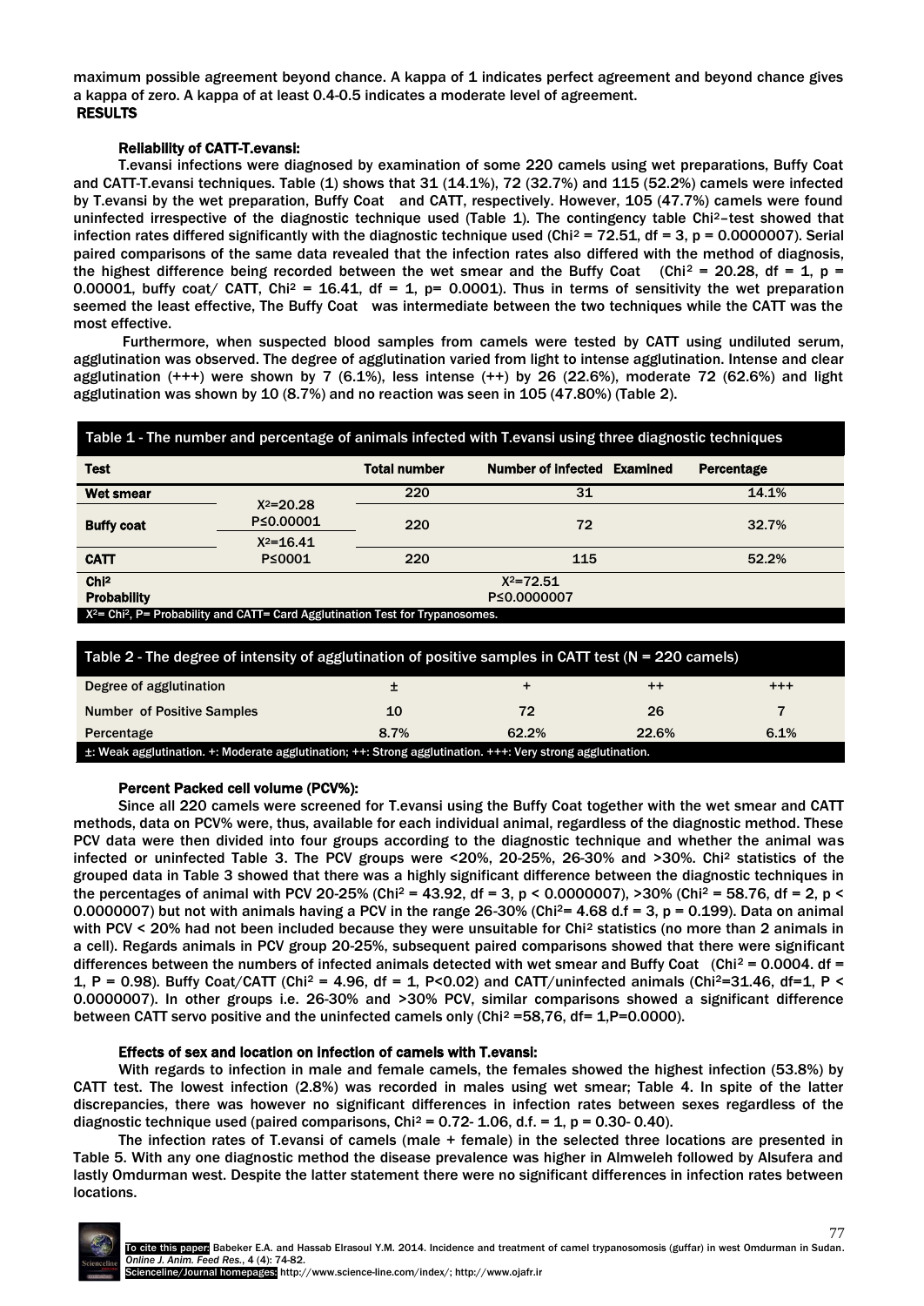maximum possible agreement beyond chance. A kappa of 1 indicates perfect agreement and beyond chance gives a kappa of zero. A kappa of at least 0.4-0.5 indicates a moderate level of agreement.

## RESULTS

### Reliability of CATT-T.evansi:

T.evansi infections were diagnosed by examination of some 220 camels using wet preparations, Buffy Coat and CATT-T.evansi techniques. Table (1) shows that 31 (14.1%), 72 (32.7%) and 115 (52.2%) camels were infected by T.evansi by the wet preparation, Buffy Coat and CATT, respectively. However, 105 (47.7%) camels were found uninfected irrespective of the diagnostic technique used (Table 1). The contingency table $Chi^2$–test showed that infection rates differed significantly with the diagnostic technique used ($Chi^2 = 72.51$, df = 3, p = 0.0000007). Serial paired comparisons of the same data revealed that the infection rates also differed with the method of diagnosis, the highest difference being recorded between the wet smear and the Buffy Coat ($Chi^2 = 20.28$, df = 1, p = 0.00001, buffy coat/ CATT, $Chi^2 = 16.41$, df = 1, p= 0.0001). Thus in terms of sensitivity the wet preparation seemed the least effective, The Buffy Coat was intermediate between the two techniques while the CATT was the most effective.

Furthermore, when suspected blood samples from camels were tested by CATT using undiluted serum, agglutination was observed. The degree of agglutination varied from light to intense agglutination. Intense and clear agglutination (+++) were shown by 7 (6.1%), less intense (++) by 26 (22.6%), moderate 72 (62.6%) and light agglutination was shown by 10 (8.7%) and no reaction was seen in 105 (47.80%) (Table 2).

Table 1 - The number and percentage of animals infected with T.evansi using three diagnostic techniques

| Test | | Total number | Number of infected Examined | Percentage |
|---|---|---|---|---|
| Wet smear | $X^2$=20.28 P≤0.00001 | 220 | 31 | 14.1% |
| Buffy coat | | 220 | 72 | 32.7% |
| | $X^2$=16.41 P≤0001 | | | |
| CATT | | 220 | 115 | 52.2% |
| $Chi^2$ Probability | | | $X^2$=72.51 P≤0.0000007 | |

$X^2$= $Chi^2$, P= Probability and CATT= Card Agglutination Test for Trypanosomes.

Table 2 - The degree of intensity of agglutination of positive samples in CATT test (N = 220 camels)

| Degree of agglutination | ± | + | ++ | +++ |
|---|---|---|---|---|
| Number of Positive Samples | 10 | 72 | 26 | 7 |
| Percentage | 8.7% | 62.2% | 22.6% | 6.1% |

±: Weak agglutination. +: Moderate agglutination; ++: Strong agglutination. +++: Very strong agglutination.

### Percent Packed cell volume (PCV%):

Since all 220 camels were screened for T.evansi using the Buffy Coat together with the wet smear and CATT methods, data on PCV% were, thus, available for each individual animal, regardless of the diagnostic method. These PCV data were then divided into four groups according to the diagnostic technique and whether the animal was infected or uninfected Table 3. The PCV groups were <20%, 20-25%, 26-30% and >30%. $Chi^2$ statistics of the grouped data in Table 3 showed that there was a highly significant difference between the diagnostic techniques in the percentages of animal with PCV 20-25% ($Chi^2 = 43.92$, df = 3, p < 0.0000007), >30% ($Chi^2 = 58.76$, df = 2, p < 0.0000007) but not with animals having a PCV in the range 26-30% ($Chi^2$= 4.68 d.f = 3, p = 0.199). Data on animal with PCV < 20% had not been included because they were unsuitable for $Chi^2$ statistics (no more than 2 animals in a cell). Regards animals in PCV group 20-25%, subsequent paired comparisons showed that there were significant differences between the numbers of infected animals detected with wet smear and Buffy Coat ($Chi^2 = 0.0004$. df = 1, P = 0.98). Buffy Coat/CATT ($Chi^2 = 4.96$, df = 1, P<0.02) and CATT/uninfected animals ($Chi^2$=31.46, df=1, P < 0.0000007). In other groups i.e. 26-30% and >30% PCV, similar comparisons showed a significant difference between CATT servo positive and the uninfected camels only ($Chi^2$ =58,76, df= 1,P=0.0000).

### Effects of sex and location on infection of camels with T.evansi:

With regards to infection in male and female camels, the females showed the highest infection (53.8%) by CATT test. The lowest infection (2.8%) was recorded in males using wet smear; Table 4. In spite of the latter discrepancies, there was however no significant differences in infection rates between sexes regardless of the diagnostic technique used (paired comparisons, $Chi^2$ = 0.72- 1.06, d.f. = 1, p = 0.30- 0.40).

The infection rates of T.evansi of camels (male + female) in the selected three locations are presented in Table 5. With any one diagnostic method the disease prevalence was higher in Almweleh followed by Alsufera and lastly Omdurman west. Despite the latter statement there were no significant differences in infection rates between locations.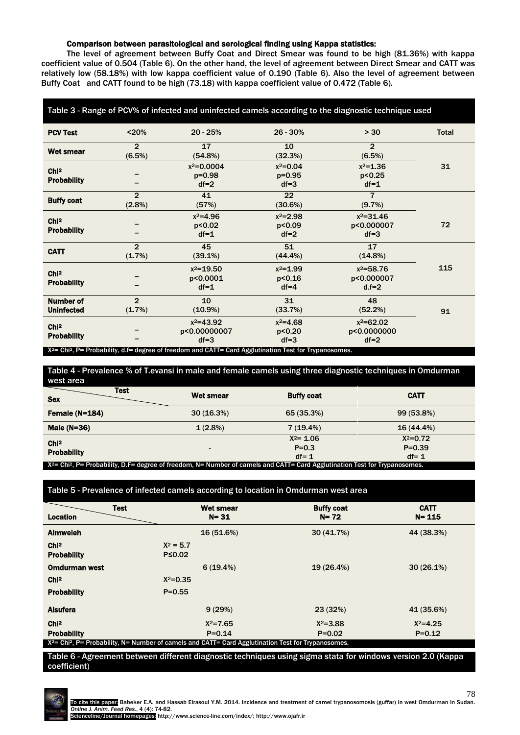**Comparison between parasitological and serological finding using Kappa statistics:**

The level of agreement between Buffy Coat and Direct Smear was found to be high (81.36%) with kappa coefficient value of 0.504 (Table 6). On the other hand, the level of agreement between Direct Smear and CATT was relatively low (58.18%) with low kappa coefficient value of 0.190 (Table 6). Also the level of agreement between Buffy Coat and CATT found to be high (73.18) with kappa coefficient value of 0.472 (Table 6).

Table 3 - Range of PCV% of infected and uninfected camels according to the diagnostic technique used

| PCV Test | <20% | 20 - 25% | 26 - 30% | > 30 | Total |
|---|---|---|---|---|---|
| Wet smear | 2 (6.5%) | 17 (54.8%) | 10 (32.3%) | 2 (6.5%) | 31 |
| Chi² Probability | – – | $x^2$=0.0004 p=0.98 df=2 | $x^2$=0.04 p=0.95 df=3 | $x^2$=1.36 p<0.25 df=1 | |
| Buffy coat | 2 (2.8%) | 41 (57%) | 22 (30.6%) | 7 (9.7%) | 72 |
| Chi² Probability | – – | $x^2$=4.96 p<0.02 df=1 | $x^2$=2.98 p<0.09 df=2 | $x^2$=31.46 p<0.000007 df=3 | |
| CATT | 2 (1.7%) | 45 (39.1%) | 51 (44.4%) | 17 (14.8%) | 115 |
| Chi² Probability | – – | $x^2$=19.50 p<0.0001 df=1 | $x^2$=1.99 p<0.16 df=4 | $x^2$=58.76 p<0.000007 d.f=2 | |
| Number of Uninfected | 2 (1.7%) | 10 (10.9%) | 31 (33.7%) | 48 (52.2%) | 91 |
| Chi² Probability | – – | $x^2$=43.92 p<0.00000007 df=3 | $x^2$=4.68 p<0.20 df=3 | $x^2$=62.02 p<0.0000000 df=2 | |

$X^2$= Chi², P= Probability, d.f= degree of freedom and CATT= Card Agglutination Test for Trypanosomes.

Table 4 - Prevalence % of T.evansi in male and female camels using three diagnostic techniques in Omdurman west area

| Sex / Test | Wet smear | Buffy coat | CATT |
|---|---|---|---|
| Female (N=184) | 30 (16.3%) | 65 (35.3%) | 99 (53.8%) |
| Male (N=36) | 1 (2.8%) | 7 (19.4%) | 16 (44.4%) |
| Chi² Probability | - | $X^2$= 1.06 P=0.3 df= 1 | $X^2$=0.72 P=0.39 df= 1 |

$X^2$= Chi², P= Probability, D.F= degree of freedom, N= Number of camels and CATT= Card Agglutination Test for Trypanosomes.

Table 5 - Prevalence of infected camels according to location in Omdurman west area

| Location / Test | Wet smear N= 31 | Buffy coat N= 72 | CATT N= 115 |
|---|---|---|---|
| Almweleh | 16 (51.6%) | 30 (41.7%) | 44 (38.3%) |
| Chi² Probability | $X^2$ = 5.7 P≤0.02 | | |
| Omdurman west | 6 (19.4%) | 19 (26.4%) | 30 (26.1%) |
| Chi² Probability | $X^2$=0.35 P=0.55 | | |
| Alsufera | 9 (29%) | 23 (32%) | 41 (35.6%) |
| Chi² Probability | $X^2$=7.65 P=0.14 | $X^2$=3.88 P=0.02 | $X^2$=4.25 P=0.12 |

$X^2$= Chi², P= Probability, N= Number of camels and CATT= Card Agglutination Test for Trypanosomes.

Table 6 - Agreement between different diagnostic techniques using sigma stata for windows version 2.0 (Kappa coefficient)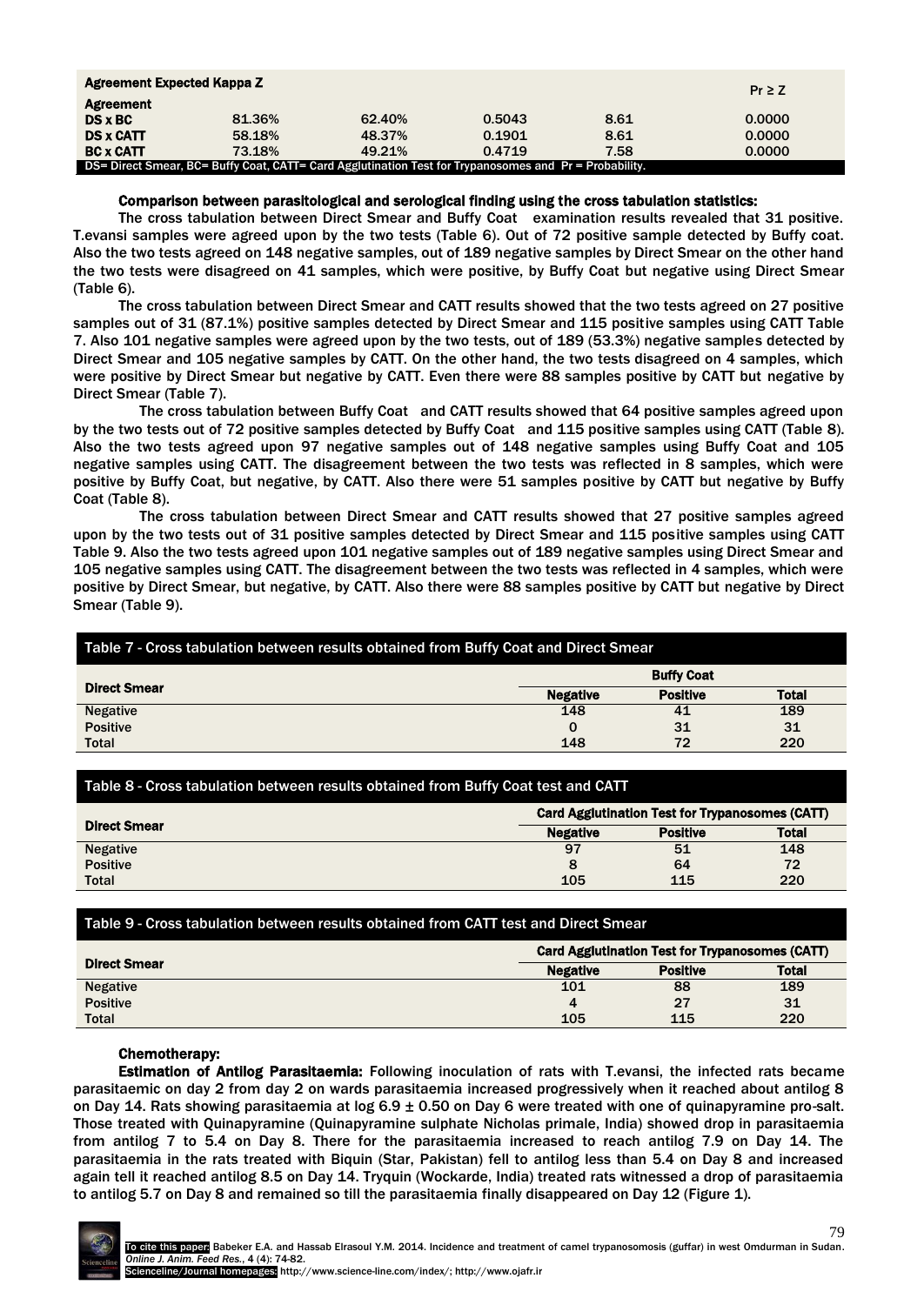| Agreement | Expected | Kappa | Z | | Pr ≥ Z |
|---|---|---|---|---|---|
| **Agreement** | | | | | |
| **DS x BC** | 81.36% | 62.40% | 0.5043 | 8.61 | 0.0000 |
| **DS x CATT** | 58.18% | 48.37% | 0.1901 | 8.61 | 0.0000 |
| **BC x CATT** | 73.18% | 49.21% | 0.4719 | 7.58 | 0.0000 |

DS= Direct Smear, BC= Buffy Coat, CATT= Card Agglutination Test for Trypanosomes and Pr = Probability.

**Comparison between parasitological and serological finding using the cross tabulation statistics:**

The cross tabulation between Direct Smear and Buffy Coat examination results revealed that 31 positive. T.evansi samples were agreed upon by the two tests (Table 6). Out of 72 positive sample detected by Buffy coat. Also the two tests agreed on 148 negative samples, out of 189 negative samples by Direct Smear on the other hand the two tests were disagreed on 41 samples, which were positive, by Buffy Coat but negative using Direct Smear (Table 6).

The cross tabulation between Direct Smear and CATT results showed that the two tests agreed on 27 positive samples out of 31 (87.1%) positive samples detected by Direct Smear and 115 positive samples using CATT Table 7. Also 101 negative samples were agreed upon by the two tests, out of 189 (53.3%) negative samples detected by Direct Smear and 105 negative samples by CATT. On the other hand, the two tests disagreed on 4 samples, which were positive by Direct Smear but negative by CATT. Even there were 88 samples positive by CATT but negative by Direct Smear (Table 7).

The cross tabulation between Buffy Coat and CATT results showed that 64 positive samples agreed upon by the two tests out of 72 positive samples detected by Buffy Coat and 115 positive samples using CATT (Table 8). Also the two tests agreed upon 97 negative samples out of 148 negative samples using Buffy Coat and 105 negative samples using CATT. The disagreement between the two tests was reflected in 8 samples, which were positive by Buffy Coat, but negative, by CATT. Also there were 51 samples positive by CATT but negative by Buffy Coat (Table 8).

The cross tabulation between Direct Smear and CATT results showed that 27 positive samples agreed upon by the two tests out of 31 positive samples detected by Direct Smear and 115 positive samples using CATT Table 9. Also the two tests agreed upon 101 negative samples out of 189 negative samples using Direct Smear and 105 negative samples using CATT. The disagreement between the two tests was reflected in 4 samples, which were positive by Direct Smear, but negative, by CATT. Also there were 88 samples positive by CATT but negative by Direct Smear (Table 9).

**Table 7 - Cross tabulation between results obtained from Buffy Coat and Direct Smear**

| Direct Smear | Buffy Coat | | |
|---|---|---|---|
| | **Negative** | **Positive** | **Total** |
| Negative | 148 | 41 | 189 |
| Positive | 0 | 31 | 31 |
| Total | 148 | 72 | 220 |

**Table 8 - Cross tabulation between results obtained from Buffy Coat test and CATT**

| Direct Smear | Card Agglutination Test for Trypanosomes (CATT) | | |
|---|---|---|---|
| | **Negative** | **Positive** | **Total** |
| Negative | 97 | 51 | 148 |
| Positive | 8 | 64 | 72 |
| Total | 105 | 115 | 220 |

**Table 9 - Cross tabulation between results obtained from CATT test and Direct Smear**

| Direct Smear | Card Agglutination Test for Trypanosomes (CATT) | | |
|---|---|---|---|
| | **Negative** | **Positive** | **Total** |
| Negative | 101 | 88 | 189 |
| Positive | 4 | 27 | 31 |
| Total | 105 | 115 | 220 |

**Chemotherapy:**

**Estimation of Antilog Parasitaemia:** Following inoculation of rats with T.evansi, the infected rats became parasitaemic on day 2 from day 2 on wards parasitaemia increased progressively when it reached about antilog 8 on Day 14. Rats showing parasitaemia at log 6.9 ± 0.50 on Day 6 were treated with one of quinapyramine pro-salt. Those treated with Quinapyramine (Quinapyramine sulphate Nicholas primale, India) showed drop in parasitaemia from antilog 7 to 5.4 on Day 8. There for the parasitaemia increased to reach antilog 7.9 on Day 14. The parasitaemia in the rats treated with Biquin (Star, Pakistan) fell to antilog less than 5.4 on Day 8 and increased again tell it reached antilog 8.5 on Day 14. Tryquin (Wockarde, India) treated rats witnessed a drop of parasitaemia to antilog 5.7 on Day 8 and remained so till the parasitaemia finally disappeared on Day 12 (Figure 1).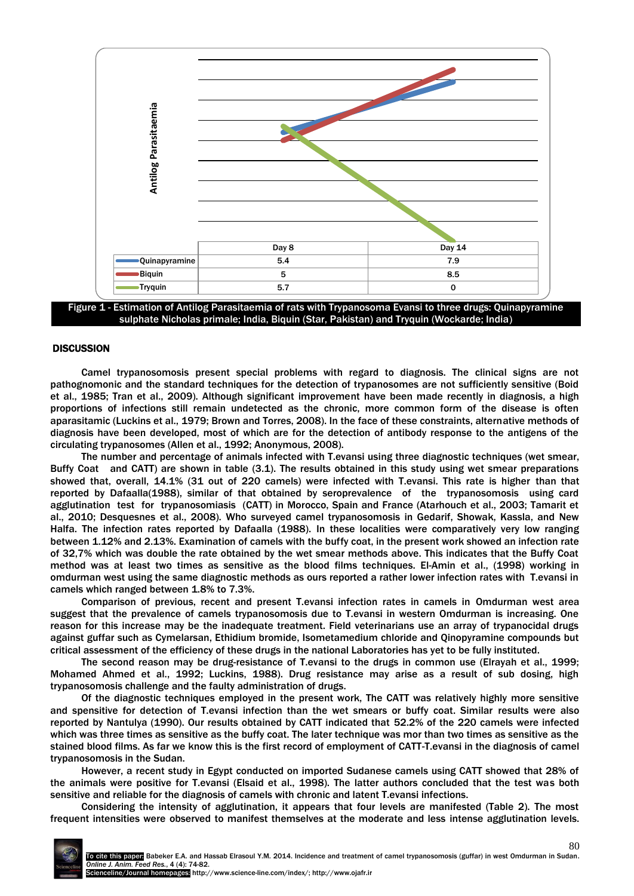| | Day 8 | Day 14 |
|---|---|---|
| Quinapyramine | 5.4 | 7.9 |
| Biquin | 5 | 8.5 |
| Tryquin | 5.7 | 0 |

Figure 1 - Estimation of Antilog Parasitaemia of rats with Trypanosoma Evansi to three drugs: Quinapyramine sulphate Nicholas primale; India, Biquin (Star, Pakistan) and Tryquin (Wockarde; India)

## DISCUSSION

Camel trypanosomosis present special problems with regard to diagnosis. The clinical signs are not pathognomonic and the standard techniques for the detection of trypanosomes are not sufficiently sensitive (Boid et al., 1985; Tran et al., 2009). Although significant improvement have been made recently in diagnosis, a high proportions of infections still remain undetected as the chronic, more common form of the disease is often aparasitamic (Luckins et al., 1979; Brown and Torres, 2008). In the face of these constraints, alternative methods of diagnosis have been developed, most of which are for the detection of antibody response to the antigens of the circulating trypanosomes (Allen et al., 1992; Anonymous, 2008).

The number and percentage of animals infected with T.evansi using three diagnostic techniques (wet smear, Buffy Coat and CATT) are shown in table (3.1). The results obtained in this study using wet smear preparations showed that, overall, 14.1% (31 out of 220 camels) were infected with T.evansi. This rate is higher than that reported by Dafaalla(1988), similar of that obtained by seroprevalence of the trypanosomosis using card agglutination test for trypanosomiasis (CATT) in Morocco, Spain and France (Atarhouch et al., 2003; Tamarit et al., 2010; Desquesnes et al., 2008). Who surveyed camel trypanosomosis in Gedarif, Showak, Kassla, and New Halfa. The infection rates reported by Dafaalla (1988). In these localities were comparatively very low ranging between 1.12% and 2.13%. Examination of camels with the buffy coat, in the present work showed an infection rate of 32,7% which was double the rate obtained by the wet smear methods above. This indicates that the Buffy Coat method was at least two times as sensitive as the blood films techniques. El-Amin et al., (1998) working in omdurman west using the same diagnostic methods as ours reported a rather lower infection rates with T.evansi in camels which ranged between 1.8% to 7.3%.

Comparison of previous, recent and present T.evansi infection rates in camels in Omdurman west area suggest that the prevalence of camels trypanosomosis due to T.evansi in western Omdurman is increasing. One reason for this increase may be the inadequate treatment. Field veterinarians use an array of trypanocidal drugs against guffar such as Cymelarsan, Ethidium bromide, Isometamedium chloride and Qinopyramine compounds but critical assessment of the efficiency of these drugs in the national Laboratories has yet to be fully instituted.

The second reason may be drug-resistance of T.evansi to the drugs in common use (Elrayah et al., 1999; Mohamed Ahmed et al., 1992; Luckins, 1988). Drug resistance may arise as a result of sub dosing, high trypanosomosis challenge and the faulty administration of drugs.

Of the diagnostic techniques employed in the present work, The CATT was relatively highly more sensitive and spensitive for detection of T.evansi infection than the wet smears or buffy coat. Similar results were also reported by Nantulya (1990). Our results obtained by CATT indicated that 52.2% of the 220 camels were infected which was three times as sensitive as the buffy coat. The later technique was mor than two times as sensitive as the stained blood films. As far we know this is the first record of employment of CATT-T.evansi in the diagnosis of camel trypanosomosis in the Sudan.

However, a recent study in Egypt conducted on imported Sudanese camels using CATT showed that 28% of the animals were positive for T.evansi (Elsaid et al., 1998). The latter authors concluded that the test was both sensitive and reliable for the diagnosis of camels with chronic and latent T.evansi infections.

Considering the intensity of agglutination, it appears that four levels are manifested (Table 2). The most frequent intensities were observed to manifest themselves at the moderate and less intense agglutination levels.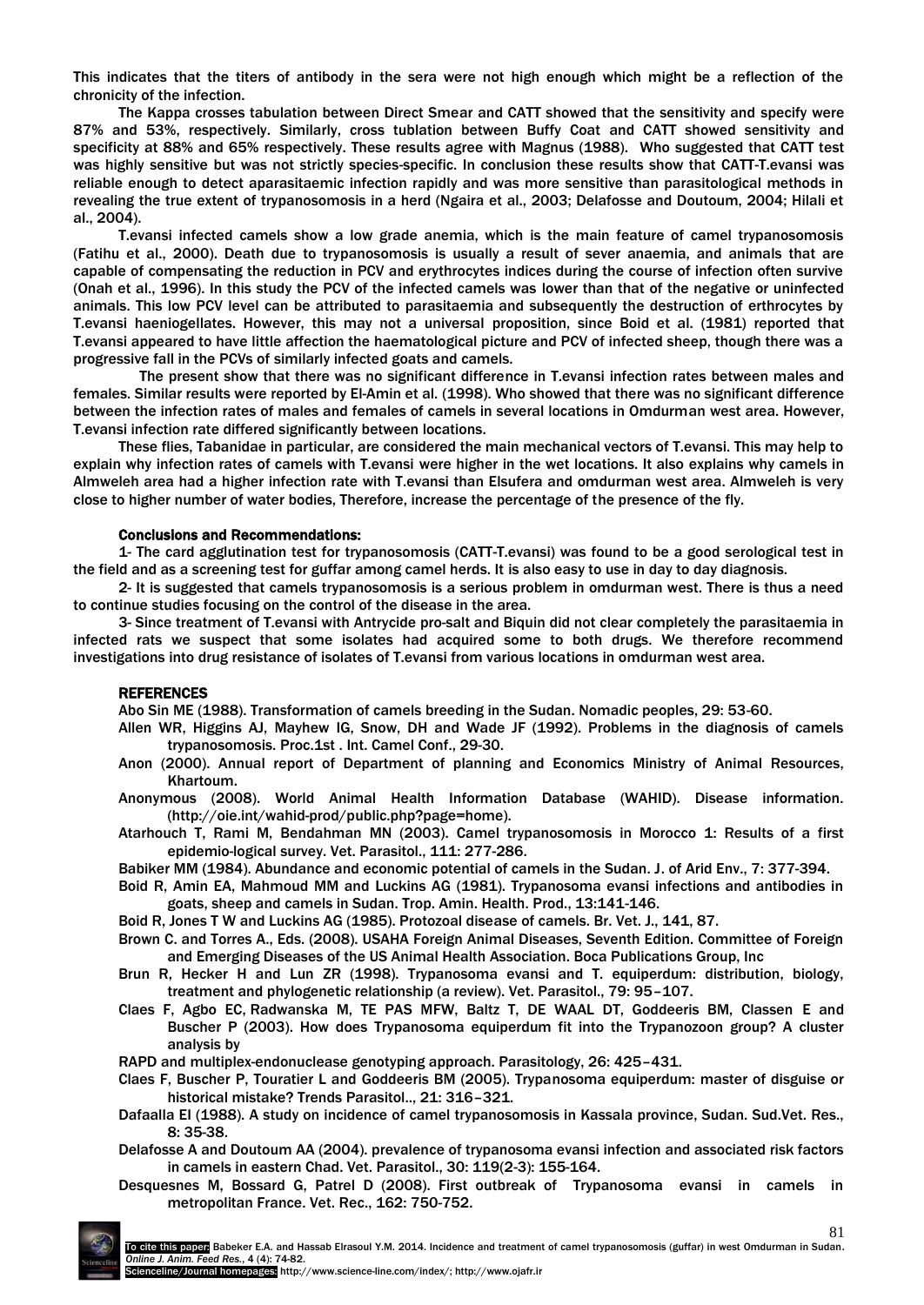This indicates that the titers of antibody in the sera were not high enough which might be a reflection of the chronicity of the infection.

The Kappa crosses tabulation between Direct Smear and CATT showed that the sensitivity and specify were 87% and 53%, respectively. Similarly, cross tublation between Buffy Coat and CATT showed sensitivity and specificity at 88% and 65% respectively. These results agree with Magnus (1988). Who suggested that CATT test was highly sensitive but was not strictly species-specific. In conclusion these results show that CATT-T.evansi was reliable enough to detect aparasitaemic infection rapidly and was more sensitive than parasitological methods in revealing the true extent of trypanosomosis in a herd (Ngaira et al., 2003; Delafosse and Doutoum, 2004; Hilali et al., 2004).

T.evansi infected camels show a low grade anemia, which is the main feature of camel trypanosomosis (Fatihu et al., 2000). Death due to trypanosomosis is usually a result of sever anaemia, and animals that are capable of compensating the reduction in PCV and erythrocytes indices during the course of infection often survive (Onah et al., 1996). In this study the PCV of the infected camels was lower than that of the negative or uninfected animals. This low PCV level can be attributed to parasitaemia and subsequently the destruction of erthrocytes by T.evansi haeniogellates. However, this may not a universal proposition, since Boid et al. (1981) reported that T.evansi appeared to have little affection the haematological picture and PCV of infected sheep, though there was a progressive fall in the PCVs of similarly infected goats and camels.

The present show that there was no significant difference in T.evansi infection rates between males and females. Similar results were reported by El-Amin et al. (1998). Who showed that there was no significant difference between the infection rates of males and females of camels in several locations in Omdurman west area. However, T.evansi infection rate differed significantly between locations.

These flies, Tabanidae in particular, are considered the main mechanical vectors of T.evansi. This may help to explain why infection rates of camels with T.evansi were higher in the wet locations. It also explains why camels in Almweleh area had a higher infection rate with T.evansi than Elsufera and omdurman west area. Almweleh is very close to higher number of water bodies, Therefore, increase the percentage of the presence of the fly.

**Conclusions and Recommendations:**

1- The card agglutination test for trypanosomosis (CATT-T.evansi) was found to be a good serological test in the field and as a screening test for guffar among camel herds. It is also easy to use in day to day diagnosis.

2- It is suggested that camels trypanosomosis is a serious problem in omdurman west. There is thus a need to continue studies focusing on the control of the disease in the area.

3- Since treatment of T.evansi with Antrycide pro-salt and Biquin did not clear completely the parasitaemia in infected rats we suspect that some isolates had acquired some to both drugs. We therefore recommend investigations into drug resistance of isolates of T.evansi from various locations in omdurman west area.

## REFERENCES

Abo Sin ME (1988). Transformation of camels breeding in the Sudan. Nomadic peoples, 29: 53-60.

Allen WR, Higgins AJ, Mayhew IG, Snow, DH and Wade JF (1992). Problems in the diagnosis of camels trypanosomosis. Proc.1st . Int. Camel Conf., 29-30.

Anon (2000). Annual report of Department of planning and Economics Ministry of Animal Resources, Khartoum.

Anonymous (2008). World Animal Health Information Database (WAHID). Disease information. (http://oie.int/wahid-prod/public.php?page=home).

Atarhouch T, Rami M, Bendahman MN (2003). Camel trypanosomosis in Morocco 1: Results of a first epidemio-logical survey. Vet. Parasitol., 111: 277-286.

Babiker MM (1984). Abundance and economic potential of camels in the Sudan. J. of Arid Env., 7: 377-394.

Boid R, Amin EA, Mahmoud MM and Luckins AG (1981). Trypanosoma evansi infections and antibodies in goats, sheep and camels in Sudan. Trop. Amin. Health. Prod., 13:141-146.

Boid R, Jones T W and Luckins AG (1985). Protozoal disease of camels. Br. Vet. J., 141, 87.

Brown C. and Torres A., Eds. (2008). USAHA Foreign Animal Diseases, Seventh Edition. Committee of Foreign and Emerging Diseases of the US Animal Health Association. Boca Publications Group, Inc

Brun R, Hecker H and Lun ZR (1998). Trypanosoma evansi and T. equiperdum: distribution, biology, treatment and phylogenetic relationship (a review). Vet. Parasitol., 79: 95–107.

Claes F, Agbo EC, Radwanska M, TE PAS MFW, Baltz T, DE WAAL DT, Goddeeris BM, Classen E and Buscher P (2003). How does Trypanosoma equiperdum fit into the Trypanozoon group? A cluster analysis by RAPD and multiplex-endonuclease genotyping approach. Parasitology, 26: 425–431.

Claes F, Buscher P, Touratier L and Goddeeris BM (2005). Trypanosoma equiperdum: master of disguise or historical mistake? Trends Parasitol.., 21: 316–321.

Dafaalla EI (1988). A study on incidence of camel trypanosomosis in Kassala province, Sudan. Sud.Vet. Res., 8: 35-38.

Delafosse A and Doutoum AA (2004). prevalence of trypanosoma evansi infection and associated risk factors in camels in eastern Chad. Vet. Parasitol., 30: 119(2-3): 155-164.

Desquesnes M, Bossard G, Patrel D (2008). First outbreak of Trypanosoma evansi in camels in metropolitan France. Vet. Rec., 162: 750-752.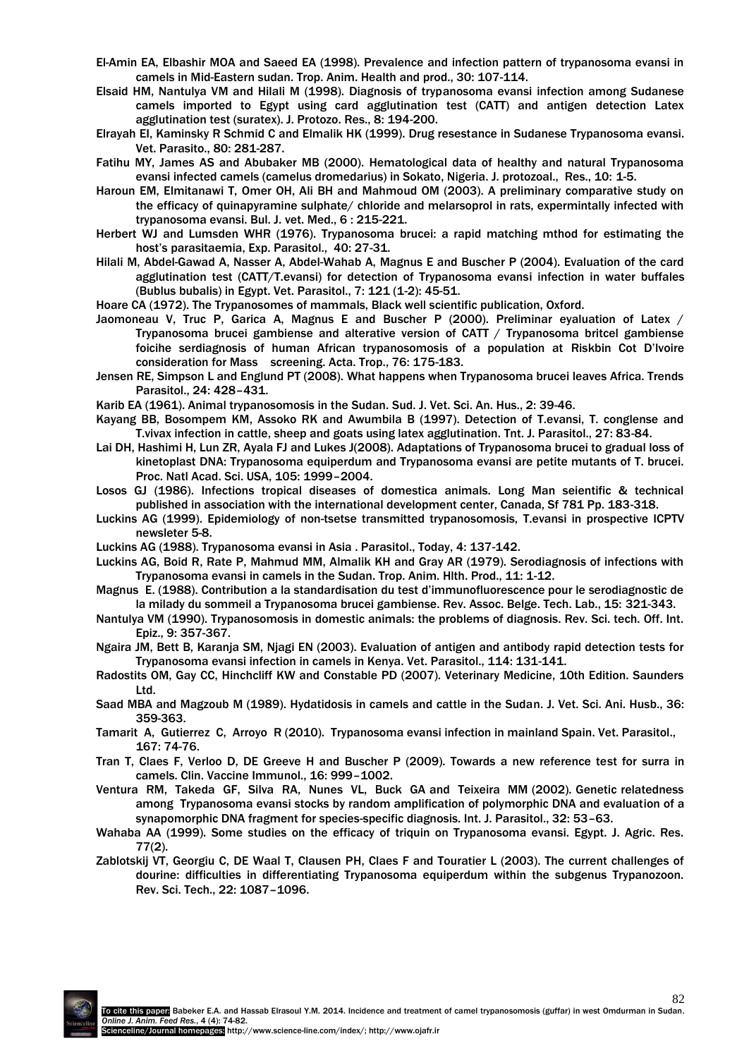El-Amin EA, Elbashir MOA and Saeed EA (1998). Prevalence and infection pattern of trypanosoma evansi in camels in Mid-Eastern sudan. Trop. Anim. Health and prod., 30: 107-114.

Elsaid HM, Nantulya VM and Hilali M (1998). Diagnosis of trypanosoma evansi infection among Sudanese camels imported to Egypt using card agglutination test (CATT) and antigen detection Latex agglutination test (suratex). J. Protozo. Res., 8: 194-200.

Elrayah EI, Kaminsky R Schmid C and Elmalik HK (1999). Drug resestance in Sudanese Trypanosoma evansi. Vet. Parasito., 80: 281-287.

Fatihu MY, James AS and Abubaker MB (2000). Hematological data of healthy and natural Trypanosoma evansi infected camels (camelus dromedarius) in Sokato, Nigeria. J. protozoal., Res., 10: 1-5.

Haroun EM, Elmitanawi T, Omer OH, Ali BH and Mahmoud OM (2003). A preliminary comparative study on the efficacy of quinapyramine sulphate/ chloride and melarsoprol in rats, expermintally infected with trypanosoma evansi. Bul. J. vet. Med., 6 : 215-221.

Herbert WJ and Lumsden WHR (1976). Trypanosoma brucei: a rapid matching mthod for estimating the host's parasitaemia, Exp. Parasitol., 40: 27-31.

Hilali M, Abdel-Gawad A, Nasser A, Abdel-Wahab A, Magnus E and Buscher P (2004). Evaluation of the card agglutination test (CATT/T.evansi) for detection of Trypanosoma evansi infection in water buffales (Bublus bubalis) in Egypt. Vet. Parasitol., 7: 121 (1-2): 45-51.

Hoare CA (1972). The Trypanosomes of mammals, Black well scientific publication, Oxford.

Jaomoneau V, Truc P, Garica A, Magnus E and Buscher P (2000). Preliminar evaluation of Latex / Trypanosoma brucei gambiense and alterative version of CATT / Trypanosoma britcel gambiense foicihe serdiagnosis of human African trypanosomosis of a population at Riskbin Cot D'lvoire consideration for Mass screening. Acta. Trop., 76: 175-183.

Jensen RE, Simpson L and Englund PT (2008). What happens when Trypanosoma brucei leaves Africa. Trends Parasitol., 24: 428–431.

Karib EA (1961). Animal trypanosomosis in the Sudan. Sud. J. Vet. Sci. An. Hus., 2: 39-46.

Kayang BB, Bosompem KM, Assoko RK and Awumbila B (1997). Detection of T.evansi, T. conglense and T.vivax infection in cattle, sheep and goats using latex agglutination. Tnt. J. Parasitol., 27: 83-84.

Lai DH, Hashimi H, Lun ZR, Ayala FJ and Lukes J(2008). Adaptations of Trypanosoma brucei to gradual loss of kinetoplast DNA: Trypanosoma equiperdum and Trypanosoma evansi are petite mutants of T. brucei. Proc. Natl Acad. Sci. USA, 105: 1999–2004.

Losos GJ (1986). Infections tropical diseases of domestica animals. Long Man seientific & technical published in association with the international development center, Canada, Sf 781 Pp. 183-318.

Luckins AG (1999). Epidemiology of non-tsetse transmitted trypanosomosis, T.evansi in prospective ICPTV newsleter 5-8.

Luckins AG (1988). Trypanosoma evansi in Asia . Parasitol., Today, 4: 137-142.

Luckins AG, Boid R, Rate P, Mahmud MM, Almalik KH and Gray AR (1979). Serodiagnosis of infections with Trypanosoma evansi in camels in the Sudan. Trop. Anim. Hlth. Prod., 11: 1-12.

Magnus E. (1988). Contribution a la standardisation du test d'immunofluorescence pour le serodiagnostic de la milady du sommeil a Trypanosoma brucei gambiense. Rev. Assoc. Belge. Tech. Lab., 15: 321-343.

Nantulya VM (1990). Trypanosomosis in domestic animals: the problems of diagnosis. Rev. Sci. tech. Off. Int. Epiz., 9: 357-367.

Ngaira JM, Bett B, Karanja SM, Njagi EN (2003). Evaluation of antigen and antibody rapid detection tests for Trypanosoma evansi infection in camels in Kenya. Vet. Parasitol., 114: 131-141.

Radostits OM, Gay CC, Hinchcliff KW and Constable PD (2007). Veterinary Medicine, 10th Edition. Saunders Ltd.

Saad MBA and Magzoub M (1989). Hydatidosis in camels and cattle in the Sudan. J. Vet. Sci. Ani. Husb., 36: 359-363.

Tamarit A, Gutierrez C, Arroyo R (2010). Trypanosoma evansi infection in mainland Spain. Vet. Parasitol., 167: 74-76.

Tran T, Claes F, Verloo D, DE Greeve H and Buscher P (2009). Towards a new reference test for surra in camels. Clin. Vaccine Immunol., 16: 999–1002.

Ventura RM, Takeda GF, Silva RA, Nunes VL, Buck GA and Teixeira MM (2002). Genetic relatedness among Trypanosoma evansi stocks by random amplification of polymorphic DNA and evaluation of a synapomorphic DNA fragment for species-specific diagnosis. Int. J. Parasitol., 32: 53–63.

Wahaba AA (1999). Some studies on the efficacy of triquin on Trypanosoma evansi. Egypt. J. Agric. Res. 77(2).

Zablotskij VT, Georgiu C, DE Waal T, Clausen PH, Claes F and Touratier L (2003). The current challenges of dourine: difficulties in differentiating Trypanosoma equiperdum within the subgenus Trypanozoon. Rev. Sci. Tech., 22: 1087–1096.